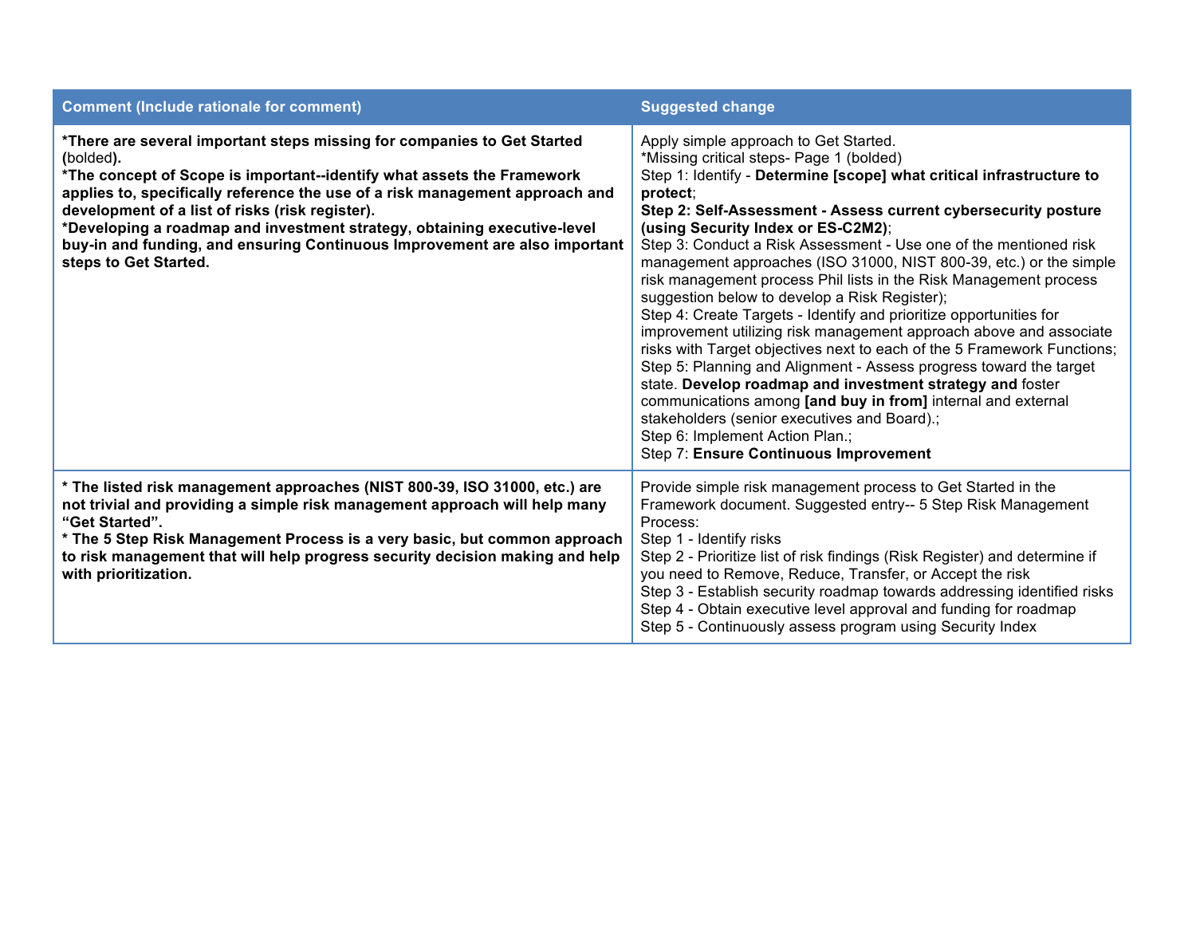| Comment (Include rationale for comment) | Suggested change |
|---|---|
| **\*There are several important steps missing for companies to Get Started (**bolded**).**<br>**\*The concept of Scope is important--identify what assets the Framework applies to, specifically reference the use of a risk management approach and development of a list of risks (risk register).**<br>**\*Developing a roadmap and investment strategy, obtaining executive-level buy-in and funding, and ensuring Continuous Improvement are also important steps to Get Started.** | Apply simple approach to Get Started.<br>*Missing critical steps- Page 1 (bolded)<br>Step 1: Identify - **Determine [scope] what critical infrastructure to protect**;<br>**Step 2: Self-Assessment - Assess current cybersecurity posture (using Security Index or ES-C2M2)**;<br>Step 3: Conduct a Risk Assessment - Use one of the mentioned risk management approaches (ISO 31000, NIST 800-39, etc.) or the simple risk management process Phil lists in the Risk Management process suggestion below to develop a Risk Register);<br>Step 4: Create Targets - Identify and prioritize opportunities for improvement utilizing risk management approach above and associate risks with Target objectives next to each of the 5 Framework Functions;<br>Step 5: Planning and Alignment - Assess progress toward the target state. **Develop roadmap and investment strategy and** foster communications among **[and buy in from]** internal and external stakeholders (senior executives and Board).;<br>Step 6: Implement Action Plan.;<br>Step 7: **Ensure Continuous Improvement** |
| **\* The listed risk management approaches (NIST 800-39, ISO 31000, etc.) are not trivial and providing a simple risk management approach will help many "Get Started".**<br>**\* The 5 Step Risk Management Process is a very basic, but common approach to risk management that will help progress security decision making and help with prioritization.** | Provide simple risk management process to Get Started in the Framework document. Suggested entry-- 5 Step Risk Management Process:<br>Step 1 - Identify risks<br>Step 2 - Prioritize list of risk findings (Risk Register) and determine if you need to Remove, Reduce, Transfer, or Accept the risk<br>Step 3 - Establish security roadmap towards addressing identified risks<br>Step 4 - Obtain executive level approval and funding for roadmap<br>Step 5 - Continuously assess program using Security Index |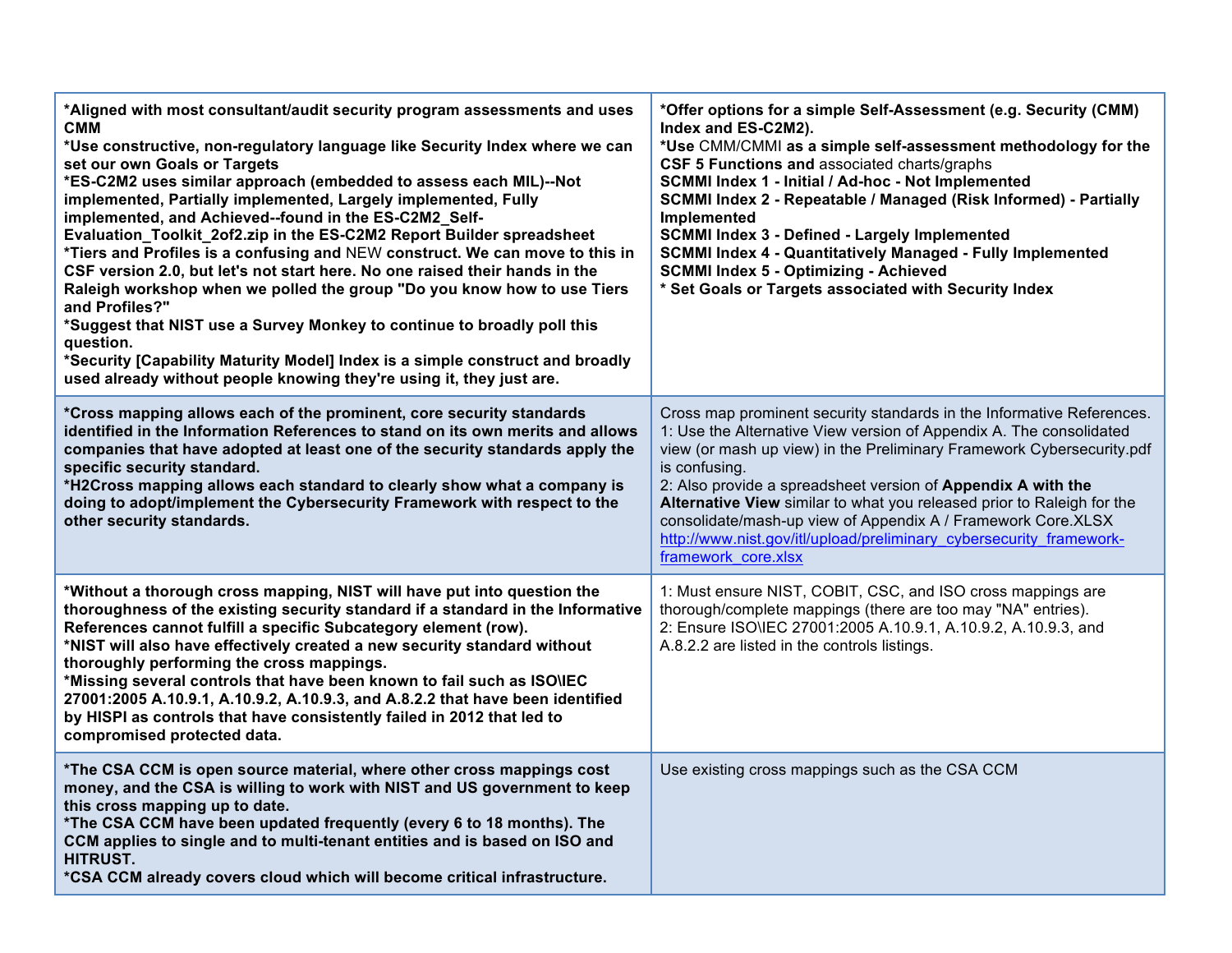| | |
|---|---|
| **\*Aligned with most consultant/audit security program assessments and uses CMM**<br>**\*Use constructive, non-regulatory language like Security Index where we can set our own Goals or Targets**<br>**\*ES-C2M2 uses similar approach (embedded to assess each MIL)--Not implemented, Partially implemented, Largely implemented, Fully implemented, and Achieved--found in the ES-C2M2_Self-Evaluation_Toolkit_2of2.zip in the ES-C2M2 Report Builder spreadsheet**<br>**\*Tiers and Profiles is a confusing and** NEW **construct. We can move to this in CSF version 2.0, but let's not start here. No one raised their hands in the Raleigh workshop when we polled the group "Do you know how to use Tiers and Profiles?"**<br>**\*Suggest that NIST use a Survey Monkey to continue to broadly poll this question.**<br>**\*Security [Capability Maturity Model] Index is a simple construct and broadly used already without people knowing they're using it, they just are.** | **\*Offer options for a simple Self-Assessment (e.g. Security (CMM) Index and ES-C2M2).**<br>**\*Use** CMM/CMMI **as a simple self-assessment methodology for the CSF 5 Functions and** associated charts/graphs<br>**SCMMI Index 1 - Initial / Ad-hoc - Not Implemented**<br>**SCMMI Index 2 - Repeatable / Managed (Risk Informed) - Partially Implemented**<br>**SCMMI Index 3 - Defined - Largely Implemented**<br>**SCMMI Index 4 - Quantitatively Managed - Fully Implemented**<br>**SCMMI Index 5 - Optimizing - Achieved**<br>**\* Set Goals or Targets associated with Security Index** |
| **\*Cross mapping allows each of the prominent, core security standards identified in the Information References to stand on its own merits and allows companies that have adopted at least one of the security standards apply the specific security standard.**<br>**\*H2Cross mapping allows each standard to clearly show what a company is doing to adopt/implement the Cybersecurity Framework with respect to the other security standards.** | Cross map prominent security standards in the Informative References.<br>1: Use the Alternative View version of Appendix A. The consolidated view (or mash up view) in the Preliminary Framework Cybersecurity.pdf is confusing.<br>2: Also provide a spreadsheet version of **Appendix A with the Alternative View** similar to what you released prior to Raleigh for the consolidate/mash-up view of Appendix A / Framework Core.XLSX<br>http://www.nist.gov/itl/upload/preliminary_cybersecurity_framework-framework_core.xlsx |
| **\*Without a thorough cross mapping, NIST will have put into question the thoroughness of the existing security standard if a standard in the Informative References cannot fulfill a specific Subcategory element (row).**<br>**\*NIST will also have effectively created a new security standard without thoroughly performing the cross mappings.**<br>**\*Missing several controls that have been known to fail such as ISO\IEC 27001:2005 A.10.9.1, A.10.9.2, A.10.9.3, and A.8.2.2 that have been identified by HISPI as controls that have consistently failed in 2012 that led to compromised protected data.** | 1: Must ensure NIST, COBIT, CSC, and ISO cross mappings are thorough/complete mappings (there are too may "NA" entries).<br>2: Ensure ISO\IEC 27001:2005 A.10.9.1, A.10.9.2, A.10.9.3, and A.8.2.2 are listed in the controls listings. |
| **\*The CSA CCM is open source material, where other cross mappings cost money, and the CSA is willing to work with NIST and US government to keep this cross mapping up to date.**<br>**\*The CSA CCM have been updated frequently (every 6 to 18 months). The CCM applies to single and to multi-tenant entities and is based on ISO and HITRUST.**<br>**\*CSA CCM already covers cloud which will become critical infrastructure.** | Use existing cross mappings such as the CSA CCM |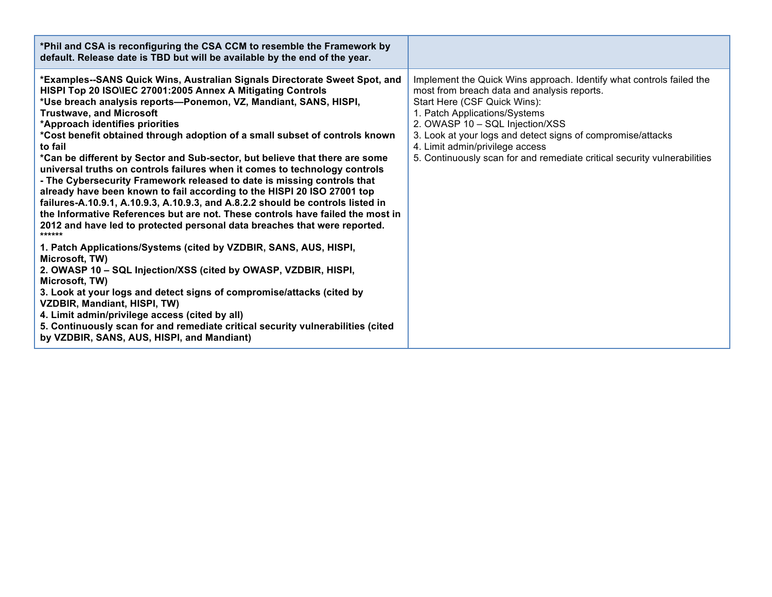| | |
|---|---|
| **\*Phil and CSA is reconfiguring the CSA CCM to resemble the Framework by default. Release date is TBD but will be available by the end of the year.** | |
| **\*Examples--SANS Quick Wins, Australian Signals Directorate Sweet Spot, and HISPI Top 20 ISO\IEC 27001:2005 Annex A Mitigating Controls**<br>**\*Use breach analysis reports—Ponemon, VZ, Mandiant, SANS, HISPI, Trustwave, and Microsoft**<br>**\*Approach identifies priorities**<br>**\*Cost benefit obtained through adoption of a small subset of controls known to fail**<br>**\*Can be different by Sector and Sub-sector, but believe that there are some universal truths on controls failures when it comes to technology controls**<br>**- The Cybersecurity Framework released to date is missing controls that already have been known to fail according to the HISPI 20 ISO 27001 top failures-A.10.9.1, A.10.9.3, A.10.9.3, and A.8.2.2 should be controls listed in the Informative References but are not. These controls have failed the most in 2012 and have led to protected personal data breaches that were reported.**<br>**\*\*\*\*\*\***<br>**1. Patch Applications/Systems (cited by VZDBIR, SANS, AUS, HISPI, Microsoft, TW)**<br>**2. OWASP 10 – SQL Injection/XSS (cited by OWASP, VZDBIR, HISPI, Microsoft, TW)**<br>**3. Look at your logs and detect signs of compromise/attacks (cited by VZDBIR, Mandiant, HISPI, TW)**<br>**4. Limit admin/privilege access (cited by all)**<br>**5. Continuously scan for and remediate critical security vulnerabilities (cited by VZDBIR, SANS, AUS, HISPI, and Mandiant)** | Implement the Quick Wins approach. Identify what controls failed the most from breach data and analysis reports.<br>Start Here (CSF Quick Wins):<br>1. Patch Applications/Systems<br>2. OWASP 10 – SQL Injection/XSS<br>3. Look at your logs and detect signs of compromise/attacks<br>4. Limit admin/privilege access<br>5. Continuously scan for and remediate critical security vulnerabilities |